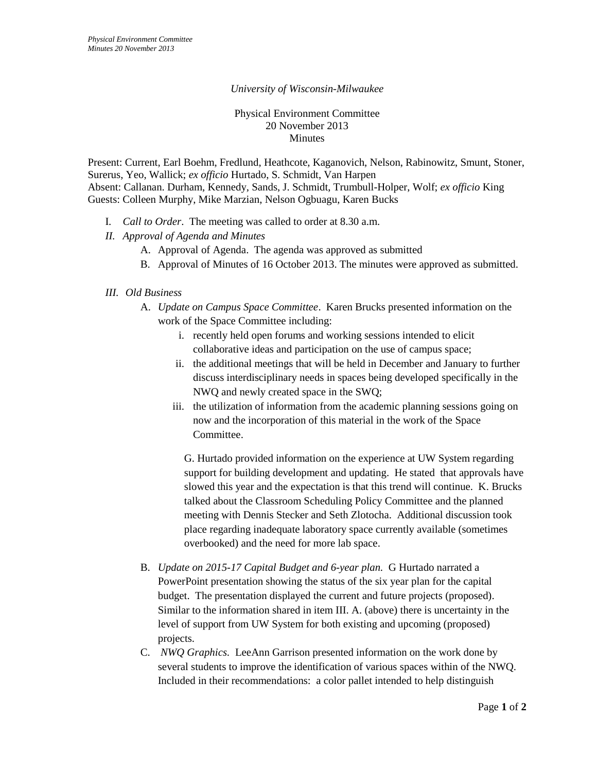*University of Wisconsin-Milwaukee*

Physical Environment Committee
20 November 2013
Minutes

Present: Current, Earl Boehm, Fredlund, Heathcote, Kaganovich, Nelson, Rabinowitz, Smunt, Stoner, Surerus, Yeo, Wallick; *ex officio* Hurtado, S. Schmidt, Van Harpen
Absent: Callanan. Durham, Kennedy, Sands, J. Schmidt, Trumbull-Holper, Wolf; *ex officio* King
Guests: Colleen Murphy, Mike Marzian, Nelson Ogbuagu, Karen Bucks

I. *Call to Order*. The meeting was called to order at 8.30 a.m.

II. *Approval of Agenda and Minutes*

   A. Approval of Agenda. The agenda was approved as submitted

   B. Approval of Minutes of 16 October 2013. The minutes were approved as submitted.

III. *Old Business*

   A. *Update on Campus Space Committee*. Karen Brucks presented information on the work of the Space Committee including:

      i. recently held open forums and working sessions intended to elicit collaborative ideas and participation on the use of campus space;

      ii. the additional meetings that will be held in December and January to further discuss interdisciplinary needs in spaces being developed specifically in the NWQ and newly created space in the SWQ;

      iii. the utilization of information from the academic planning sessions going on now and the incorporation of this material in the work of the Space Committee.

   G. Hurtado provided information on the experience at UW System regarding support for building development and updating. He stated that approvals have slowed this year and the expectation is that this trend will continue. K. Brucks talked about the Classroom Scheduling Policy Committee and the planned meeting with Dennis Stecker and Seth Zlotocha. Additional discussion took place regarding inadequate laboratory space currently available (sometimes overbooked) and the need for more lab space.

   B. *Update on 2015-17 Capital Budget and 6-year plan.* G Hurtado narrated a PowerPoint presentation showing the status of the six year plan for the capital budget. The presentation displayed the current and future projects (proposed). Similar to the information shared in item III. A. (above) there is uncertainty in the level of support from UW System for both existing and upcoming (proposed) projects.

   C. *NWQ Graphics.* LeeAnn Garrison presented information on the work done by several students to improve the identification of various spaces within of the NWQ. Included in their recommendations: a color pallet intended to help distinguish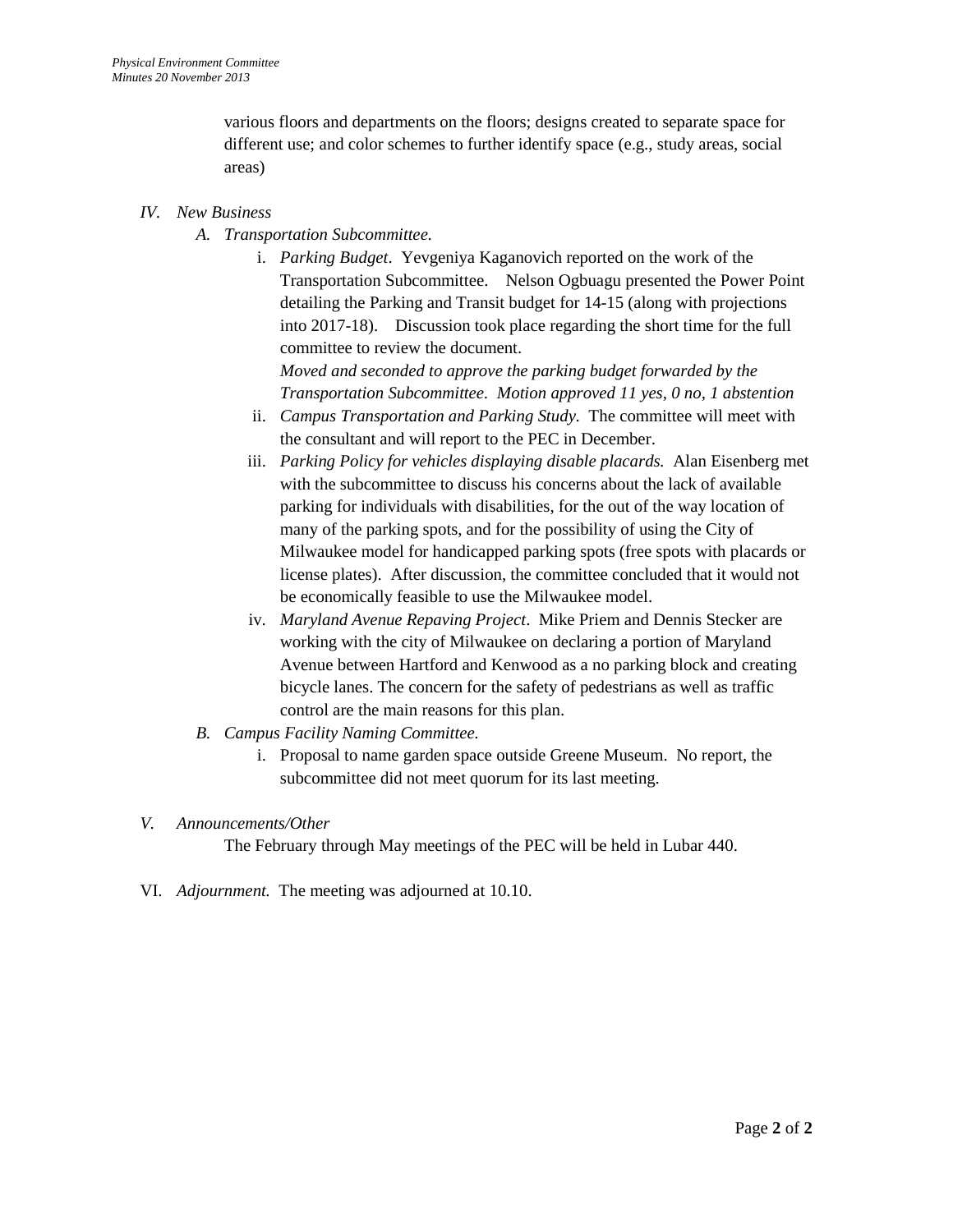various floors and departments on the floors; designs created to separate space for different use; and color schemes to further identify space (e.g., study areas, social areas)

IV. *New Business*

A. *Transportation Subcommittee.*

i. *Parking Budget*. Yevgeniya Kaganovich reported on the work of the Transportation Subcommittee. Nelson Ogbuagu presented the Power Point detailing the Parking and Transit budget for 14-15 (along with projections into 2017-18). Discussion took place regarding the short time for the full committee to review the document.
*Moved and seconded to approve the parking budget forwarded by the Transportation Subcommittee. Motion approved 11 yes, 0 no, 1 abstention*

ii. *Campus Transportation and Parking Study.* The committee will meet with the consultant and will report to the PEC in December.

iii. *Parking Policy for vehicles displaying disable placards.* Alan Eisenberg met with the subcommittee to discuss his concerns about the lack of available parking for individuals with disabilities, for the out of the way location of many of the parking spots, and for the possibility of using the City of Milwaukee model for handicapped parking spots (free spots with placards or license plates). After discussion, the committee concluded that it would not be economically feasible to use the Milwaukee model.

iv. *Maryland Avenue Repaving Project*. Mike Priem and Dennis Stecker are working with the city of Milwaukee on declaring a portion of Maryland Avenue between Hartford and Kenwood as a no parking block and creating bicycle lanes. The concern for the safety of pedestrians as well as traffic control are the main reasons for this plan.

B. *Campus Facility Naming Committee.*

i. Proposal to name garden space outside Greene Museum. No report, the subcommittee did not meet quorum for its last meeting.

V. *Announcements/Other*

The February through May meetings of the PEC will be held in Lubar 440.

VI. *Adjournment.* The meeting was adjourned at 10.10.